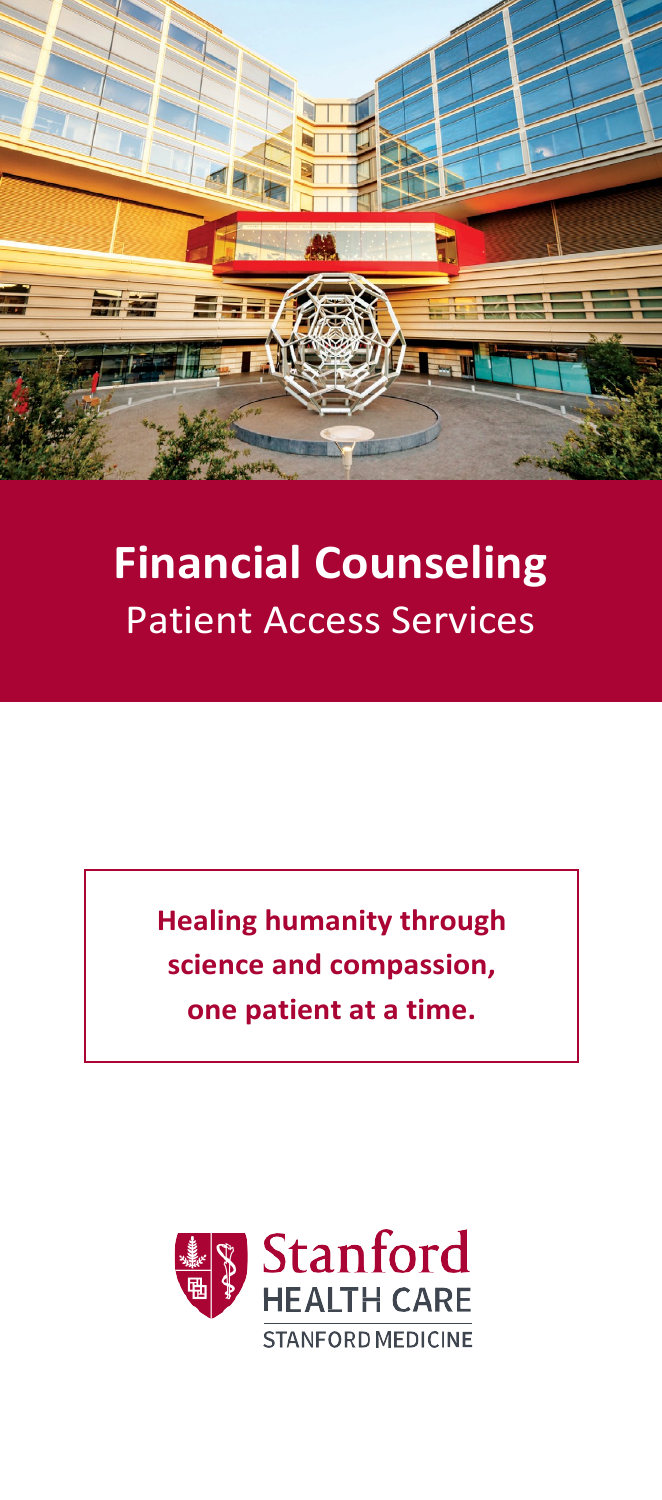# Financial Counseling

Patient Access Services

**Healing humanity through science and compassion, one patient at a time.**

Stanford HEALTH CARE

STANFORD MEDICINE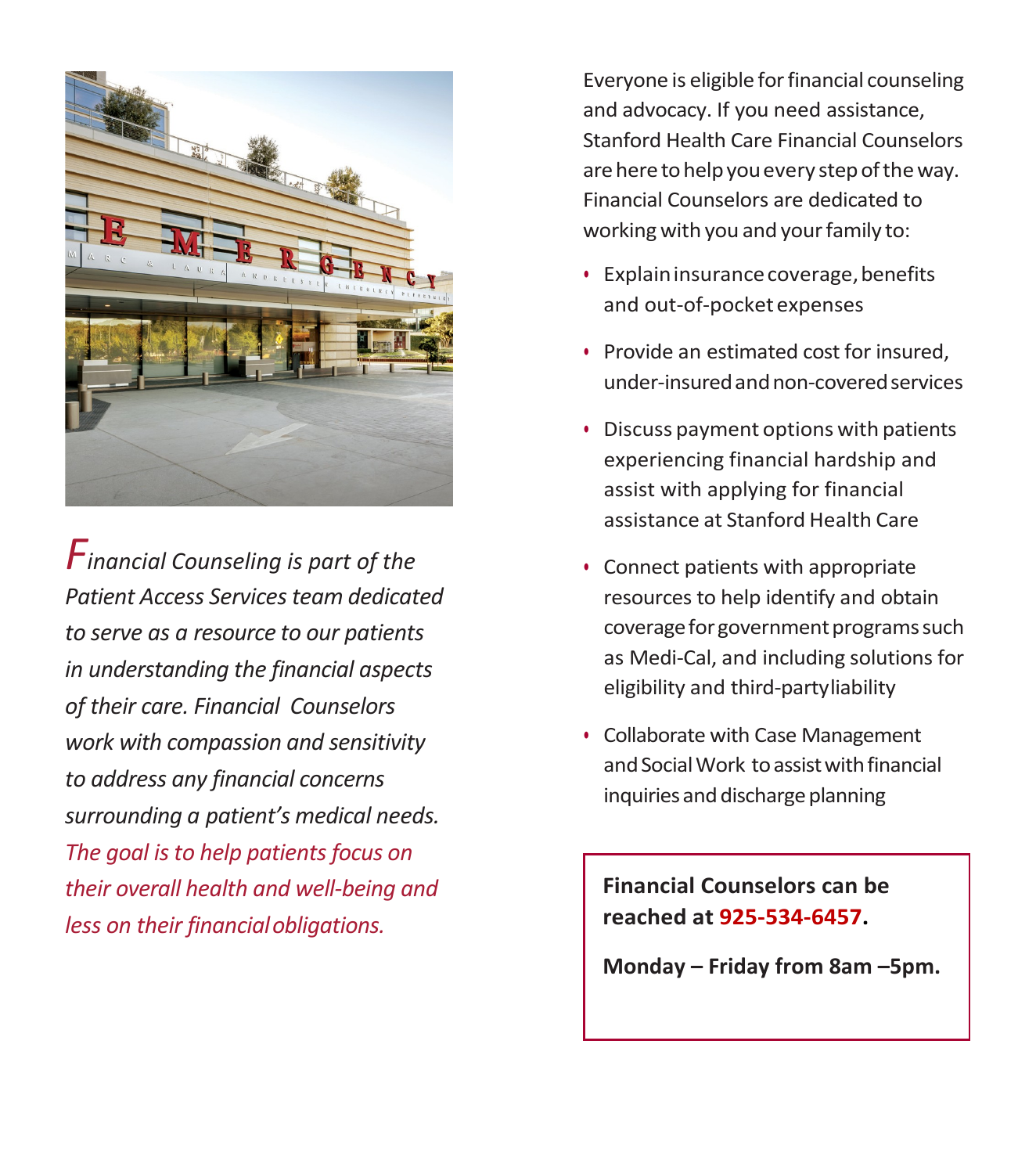*Financial Counseling is part of the Patient Access Services team dedicated to serve as a resource to our patients in understanding the financial aspects of their care. Financial Counselors work with compassion and sensitivity to address any financial concerns surrounding a patient's medical needs. The goal is to help patients focus on their overall health and well-being and less on their financial obligations.*

Everyone is eligible for financial counseling and advocacy. If you need assistance, Stanford Health Care Financial Counselors are here to help you every step of the way. Financial Counselors are dedicated to working with you and your family to:

- Explain insurance coverage, benefits and out-of-pocket expenses
- Provide an estimated cost for insured, under-insured and non-covered services
- Discuss payment options with patients experiencing financial hardship and assist with applying for financial assistance at Stanford Health Care
- Connect patients with appropriate resources to help identify and obtain coverage for government programs such as Medi-Cal, and including solutions for eligibility and third-party liability
- Collaborate with Case Management and Social Work to assist with financial inquiries and discharge planning

**Financial Counselors can be reached at 925-534-6457.**

**Monday – Friday from 8am –5pm.**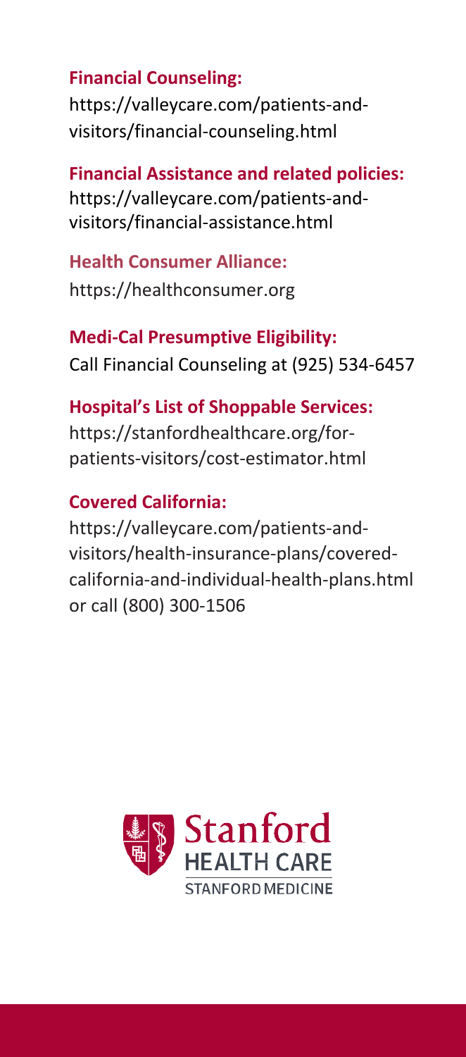**Financial Counseling:**
https://valleycare.com/patients-and-visitors/financial-counseling.html

**Financial Assistance and related policies:**
https://valleycare.com/patients-and-visitors/financial-assistance.html

**Health Consumer Alliance:**
https://healthconsumer.org

**Medi-Cal Presumptive Eligibility:**
Call Financial Counseling at (925) 534-6457

**Hospital's List of Shoppable Services:**
https://stanfordhealthcare.org/for-patients-visitors/cost-estimator.html

**Covered California:**
https://valleycare.com/patients-and-visitors/health-insurance-plans/covered-california-and-individual-health-plans.html or call (800) 300-1506

Stanford HEALTH CARE
STANFORD MEDICINE